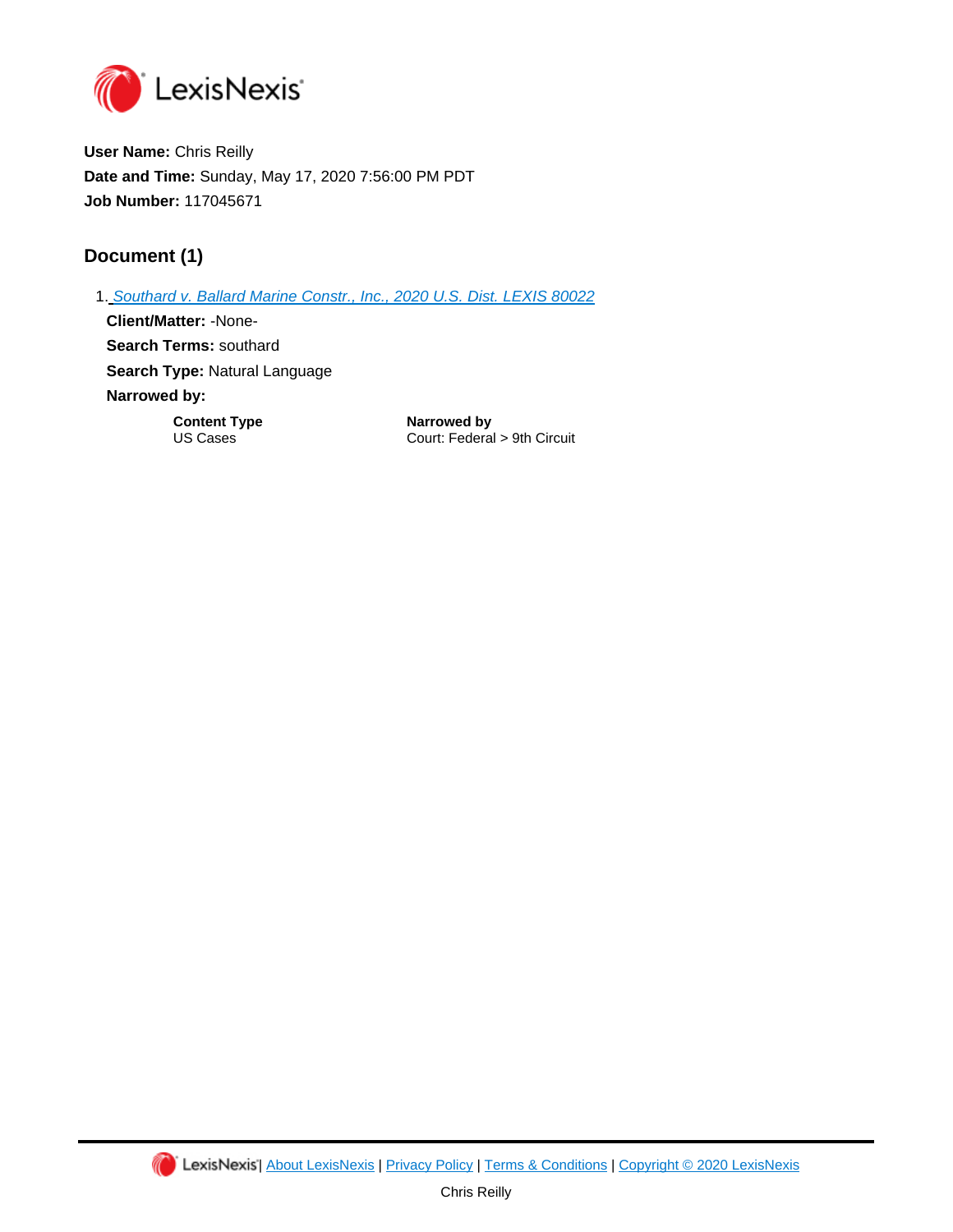LexisNexis

**User Name:** Chris Reilly
**Date and Time:** Sunday, May 17, 2020 7:56:00 PM PDT
**Job Number:** 117045671

## Document (1)

1. Southard v. Ballard Marine Constr., Inc., 2020 U.S. Dist. LEXIS 80022

   **Client/Matter:** -None-
   **Search Terms:** southard
   **Search Type:** Natural Language
   **Narrowed by:**

| Content Type | Narrowed by |
|---|---|
| US Cases | Court: Federal > 9th Circuit |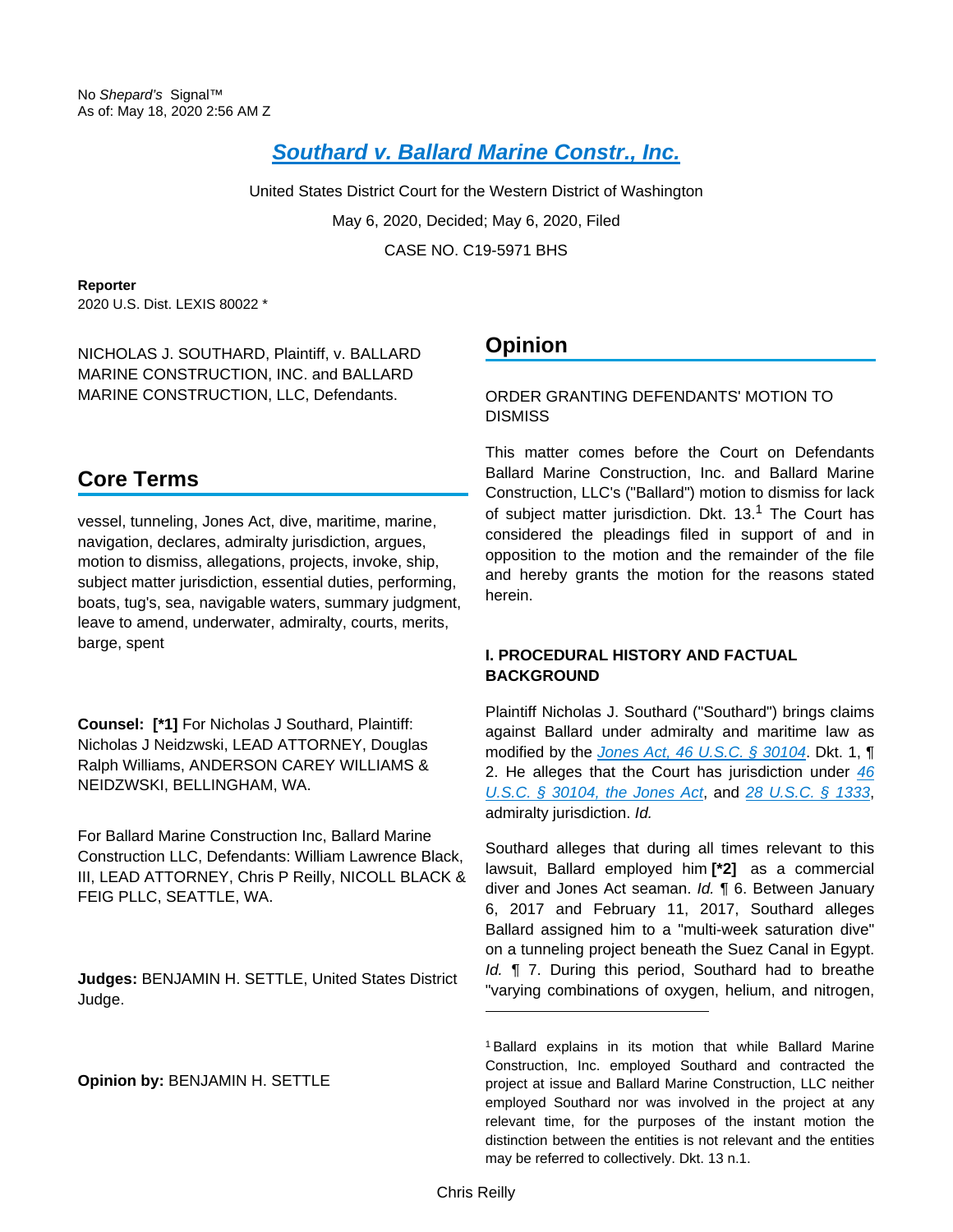No *Shepard's* Signal™
As of: May 18, 2020 2:56 AM Z

# Southard v. Ballard Marine Constr., Inc.

United States District Court for the Western District of Washington

May 6, 2020, Decided; May 6, 2020, Filed

CASE NO. C19-5971 BHS

**Reporter**

2020 U.S. Dist. LEXIS 80022 *

NICHOLAS J. SOUTHARD, Plaintiff, v. BALLARD MARINE CONSTRUCTION, INC. and BALLARD MARINE CONSTRUCTION, LLC, Defendants.

## Core Terms

vessel, tunneling, Jones Act, dive, maritime, marine, navigation, declares, admiralty jurisdiction, argues, motion to dismiss, allegations, projects, invoke, ship, subject matter jurisdiction, essential duties, performing, boats, tug's, sea, navigable waters, summary judgment, leave to amend, underwater, admiralty, courts, merits, barge, spent

**Counsel:** **[*1]** For Nicholas J Southard, Plaintiff: Nicholas J Neidzwski, LEAD ATTORNEY, Douglas Ralph Williams, ANDERSON CAREY WILLIAMS & NEIDZWSKI, BELLINGHAM, WA.

For Ballard Marine Construction Inc, Ballard Marine Construction LLC, Defendants: William Lawrence Black, III, LEAD ATTORNEY, Chris P Reilly, NICOLL BLACK & FEIG PLLC, SEATTLE, WA.

**Judges:** BENJAMIN H. SETTLE, United States District Judge.

**Opinion by:** BENJAMIN H. SETTLE

## Opinion

ORDER GRANTING DEFENDANTS' MOTION TO DISMISS

This matter comes before the Court on Defendants Ballard Marine Construction, Inc. and Ballard Marine Construction, LLC's ("Ballard") motion to dismiss for lack of subject matter jurisdiction. Dkt. 13.[1] The Court has considered the pleadings filed in support of and in opposition to the motion and the remainder of the file and hereby grants the motion for the reasons stated herein.

### I. PROCEDURAL HISTORY AND FACTUAL BACKGROUND

Plaintiff Nicholas J. Southard ("Southard") brings claims against Ballard under admiralty and maritime law as modified by the Jones Act, 46 U.S.C. § 30104. Dkt. 1, ¶ 2. He alleges that the Court has jurisdiction under 46 U.S.C. § 30104, the Jones Act, and 28 U.S.C. § 1333, admiralty jurisdiction. *Id.*

Southard alleges that during all times relevant to this lawsuit, Ballard employed him **[*2]** as a commercial diver and Jones Act seaman. *Id.* ¶ 6. Between January 6, 2017 and February 11, 2017, Southard alleges Ballard assigned him to a "multi-week saturation dive" on a tunneling project beneath the Suez Canal in Egypt. *Id.* ¶ 7. During this period, Southard had to breathe "varying combinations of oxygen, helium, and nitrogen,

[1] Ballard explains in its motion that while Ballard Marine Construction, Inc. employed Southard and contracted the project at issue and Ballard Marine Construction, LLC neither employed Southard nor was involved in the project at any relevant time, for the purposes of the instant motion the distinction between the entities is not relevant and the entities may be referred to collectively. Dkt. 13 n.1.

Chris Reilly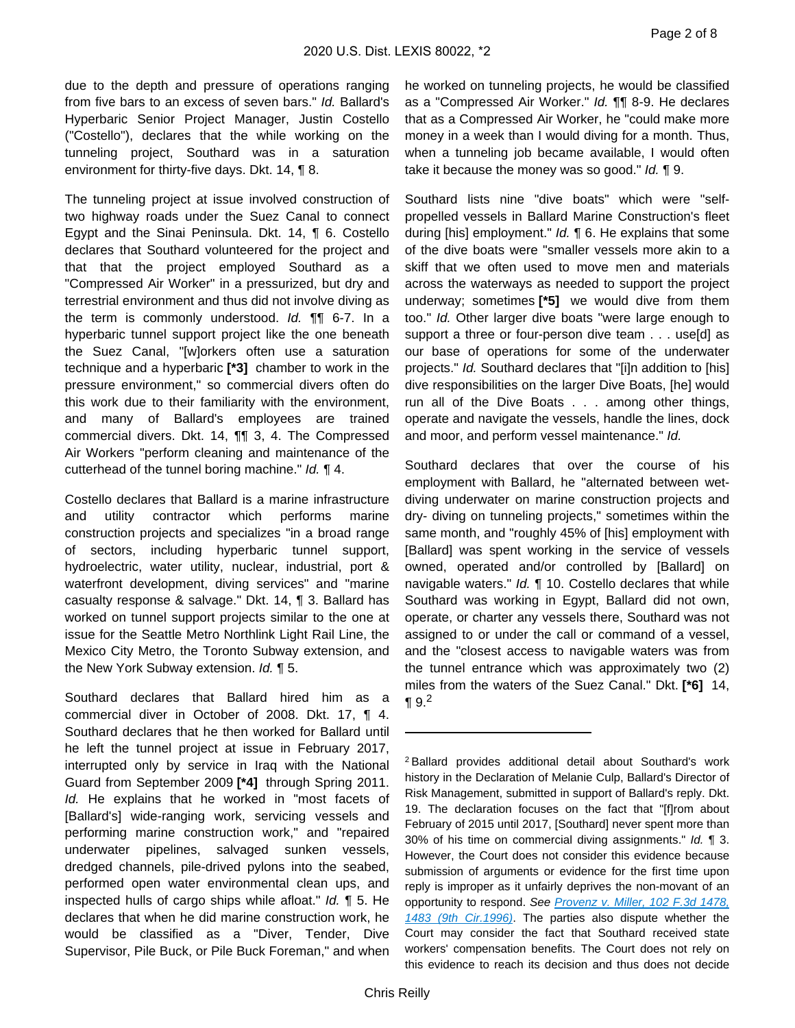due to the depth and pressure of operations ranging from five bars to an excess of seven bars." *Id.* Ballard's Hyperbaric Senior Project Manager, Justin Costello ("Costello"), declares that the while working on the tunneling project, Southard was in a saturation environment for thirty-five days. Dkt. 14, ¶ 8.

The tunneling project at issue involved construction of two highway roads under the Suez Canal to connect Egypt and the Sinai Peninsula. Dkt. 14, ¶ 6. Costello declares that Southard volunteered for the project and that that the project employed Southard as a "Compressed Air Worker" in a pressurized, but dry and terrestrial environment and thus did not involve diving as the term is commonly understood. *Id.* ¶¶ 6-7. In a hyperbaric tunnel support project like the one beneath the Suez Canal, "[w]orkers often use a saturation technique and a hyperbaric **[*3]** chamber to work in the pressure environment," so commercial divers often do this work due to their familiarity with the environment, and many of Ballard's employees are trained commercial divers. Dkt. 14, ¶¶ 3, 4. The Compressed Air Workers "perform cleaning and maintenance of the cutterhead of the tunnel boring machine." *Id.* ¶ 4.

Costello declares that Ballard is a marine infrastructure and utility contractor which performs marine construction projects and specializes "in a broad range of sectors, including hyperbaric tunnel support, hydroelectric, water utility, nuclear, industrial, port & waterfront development, diving services" and "marine casualty response & salvage." Dkt. 14, ¶ 3. Ballard has worked on tunnel support projects similar to the one at issue for the Seattle Metro Northlink Light Rail Line, the Mexico City Metro, the Toronto Subway extension, and the New York Subway extension. *Id.* ¶ 5.

Southard declares that Ballard hired him as a commercial diver in October of 2008. Dkt. 17, ¶ 4. Southard declares that he then worked for Ballard until he left the tunnel project at issue in February 2017, interrupted only by service in Iraq with the National Guard from September 2009 **[*4]** through Spring 2011. *Id.* He explains that he worked in "most facets of [Ballard's] wide-ranging work, servicing vessels and performing marine construction work," and "repaired underwater pipelines, salvaged sunken vessels, dredged channels, pile-drived pylons into the seabed, performed open water environmental clean ups, and inspected hulls of cargo ships while afloat." *Id.* ¶ 5. He declares that when he did marine construction work, he would be classified as a "Diver, Tender, Dive Supervisor, Pile Buck, or Pile Buck Foreman," and when he worked on tunneling projects, he would be classified as a "Compressed Air Worker." *Id.* ¶¶ 8-9. He declares that as a Compressed Air Worker, he "could make more money in a week than I would diving for a month. Thus, when a tunneling job became available, I would often take it because the money was so good." *Id.* ¶ 9.

Southard lists nine "dive boats" which were "self-propelled vessels in Ballard Marine Construction's fleet during [his] employment." *Id.* ¶ 6. He explains that some of the dive boats were "smaller vessels more akin to a skiff that we often used to move men and materials across the waterways as needed to support the project underway; sometimes **[*5]** we would dive from them too." *Id.* Other larger dive boats "were large enough to support a three or four-person dive team . . . use[d] as our base of operations for some of the underwater projects." *Id.* Southard declares that "[i]n addition to [his] dive responsibilities on the larger Dive Boats, [he] would run all of the Dive Boats . . . among other things, operate and navigate the vessels, handle the lines, dock and moor, and perform vessel maintenance." *Id.*

Southard declares that over the course of his employment with Ballard, he "alternated between wet-diving underwater on marine construction projects and dry- diving on tunneling projects," sometimes within the same month, and "roughly 45% of [his] employment with [Ballard] was spent working in the service of vessels owned, operated and/or controlled by [Ballard] on navigable waters." *Id.* ¶ 10. Costello declares that while Southard was working in Egypt, Ballard did not own, operate, or charter any vessels there, Southard was not assigned to or under the call or command of a vessel, and the "closest access to navigable waters was from the tunnel entrance which was approximately two (2) miles from the waters of the Suez Canal." Dkt. **[*6]** 14, ¶ 9.[2]

---

[2] Ballard provides additional detail about Southard's work history in the Declaration of Melanie Culp, Ballard's Director of Risk Management, submitted in support of Ballard's reply. Dkt. 19. The declaration focuses on the fact that "[f]rom about February of 2015 until 2017, [Southard] never spent more than 30% of his time on commercial diving assignments." *Id.* ¶ 3. However, the Court does not consider this evidence because submission of arguments or evidence for the first time upon reply is improper as it unfairly deprives the non-movant of an opportunity to respond. *See* Provenz v. Miller, 102 F.3d 1478, 1483 (9th Cir.1996). The parties also dispute whether the Court may consider the fact that Southard received state workers' compensation benefits. The Court does not rely on this evidence to reach its decision and thus does not decide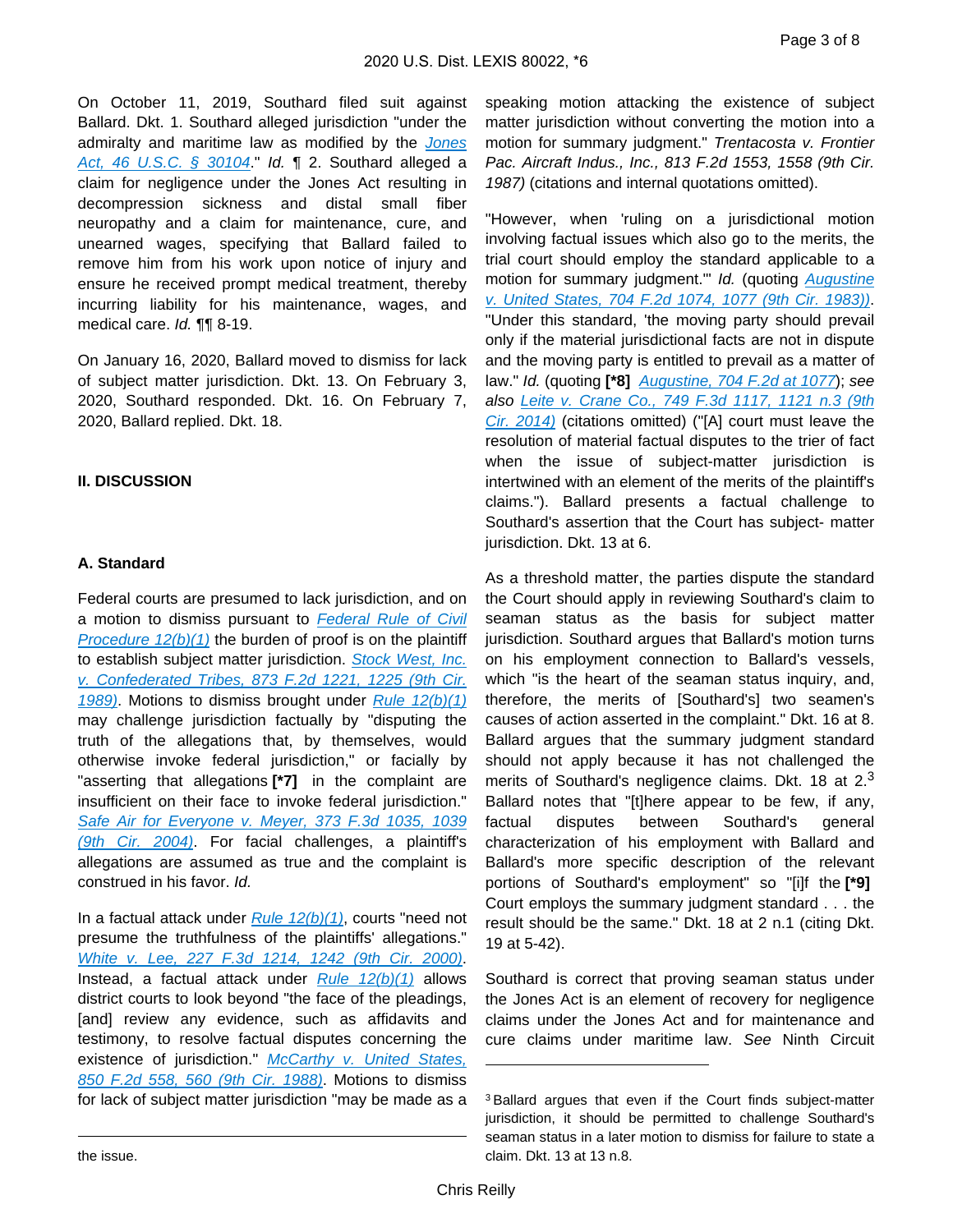On October 11, 2019, Southard filed suit against Ballard. Dkt. 1. Southard alleged jurisdiction "under the admiralty and maritime law as modified by the Jones Act, 46 U.S.C. § 30104." *Id.* ¶ 2. Southard alleged a claim for negligence under the Jones Act resulting in decompression sickness and distal small fiber neuropathy and a claim for maintenance, cure, and unearned wages, specifying that Ballard failed to remove him from his work upon notice of injury and ensure he received prompt medical treatment, thereby incurring liability for his maintenance, wages, and medical care. *Id.* ¶¶ 8-19.

On January 16, 2020, Ballard moved to dismiss for lack of subject matter jurisdiction. Dkt. 13. On February 3, 2020, Southard responded. Dkt. 16. On February 7, 2020, Ballard replied. Dkt. 18.

## II. DISCUSSION

### A. Standard

Federal courts are presumed to lack jurisdiction, and on a motion to dismiss pursuant to Federal Rule of Civil Procedure 12(b)(1) the burden of proof is on the plaintiff to establish subject matter jurisdiction. Stock West, Inc. v. Confederated Tribes, 873 F.2d 1221, 1225 (9th Cir. 1989). Motions to dismiss brought under Rule 12(b)(1) may challenge jurisdiction factually by "disputing the truth of the allegations that, by themselves, would otherwise invoke federal jurisdiction," or facially by "asserting that allegations **[*7]** in the complaint are insufficient on their face to invoke federal jurisdiction." Safe Air for Everyone v. Meyer, 373 F.3d 1035, 1039 (9th Cir. 2004). For facial challenges, a plaintiff's allegations are assumed as true and the complaint is construed in his favor. *Id.*

In a factual attack under Rule 12(b)(1), courts "need not presume the truthfulness of the plaintiffs' allegations." White v. Lee, 227 F.3d 1214, 1242 (9th Cir. 2000). Instead, a factual attack under Rule 12(b)(1) allows district courts to look beyond "the face of the pleadings, [and] review any evidence, such as affidavits and testimony, to resolve factual disputes concerning the existence of jurisdiction." McCarthy v. United States, 850 F.2d 558, 560 (9th Cir. 1988). Motions to dismiss for lack of subject matter jurisdiction "may be made as a speaking motion attacking the existence of subject matter jurisdiction without converting the motion into a motion for summary judgment." *Trentacosta v. Frontier Pac. Aircraft Indus., Inc., 813 F.2d 1553, 1558 (9th Cir. 1987)* (citations and internal quotations omitted).

"However, when 'ruling on a jurisdictional motion involving factual issues which also go to the merits, the trial court should employ the standard applicable to a motion for summary judgment.'" *Id.* (quoting Augustine v. United States, 704 F.2d 1074, 1077 (9th Cir. 1983)). "Under this standard, 'the moving party should prevail only if the material jurisdictional facts are not in dispute and the moving party is entitled to prevail as a matter of law." *Id.* (quoting **[*8]** Augustine, 704 F.2d at 1077); *see also* Leite v. Crane Co., 749 F.3d 1117, 1121 n.3 (9th Cir. 2014) (citations omitted) ("[A] court must leave the resolution of material factual disputes to the trier of fact when the issue of subject-matter jurisdiction is intertwined with an element of the merits of the plaintiff's claims."). Ballard presents a factual challenge to Southard's assertion that the Court has subject- matter jurisdiction. Dkt. 13 at 6.

As a threshold matter, the parties dispute the standard the Court should apply in reviewing Southard's claim to seaman status as the basis for subject matter jurisdiction. Southard argues that Ballard's motion turns on his employment connection to Ballard's vessels, which "is the heart of the seaman status inquiry, and, therefore, the merits of [Southard's] two seamen's causes of action asserted in the complaint." Dkt. 16 at 8. Ballard argues that the summary judgment standard should not apply because it has not challenged the merits of Southard's negligence claims. Dkt. 18 at 2.[3] Ballard notes that "[t]here appear to be few, if any, factual disputes between Southard's general characterization of his employment with Ballard and Ballard's more specific description of the relevant portions of Southard's employment" so "[i]f the **[*9]** Court employs the summary judgment standard . . . the result should be the same." Dkt. 18 at 2 n.1 (citing Dkt. 19 at 5-42).

Southard is correct that proving seaman status under the Jones Act is an element of recovery for negligence claims under the Jones Act and for maintenance and cure claims under maritime law. *See* Ninth Circuit

---

the issue.

[3] Ballard argues that even if the Court finds subject-matter jurisdiction, it should be permitted to challenge Southard's seaman status in a later motion to dismiss for failure to state a claim. Dkt. 13 at 13 n.8.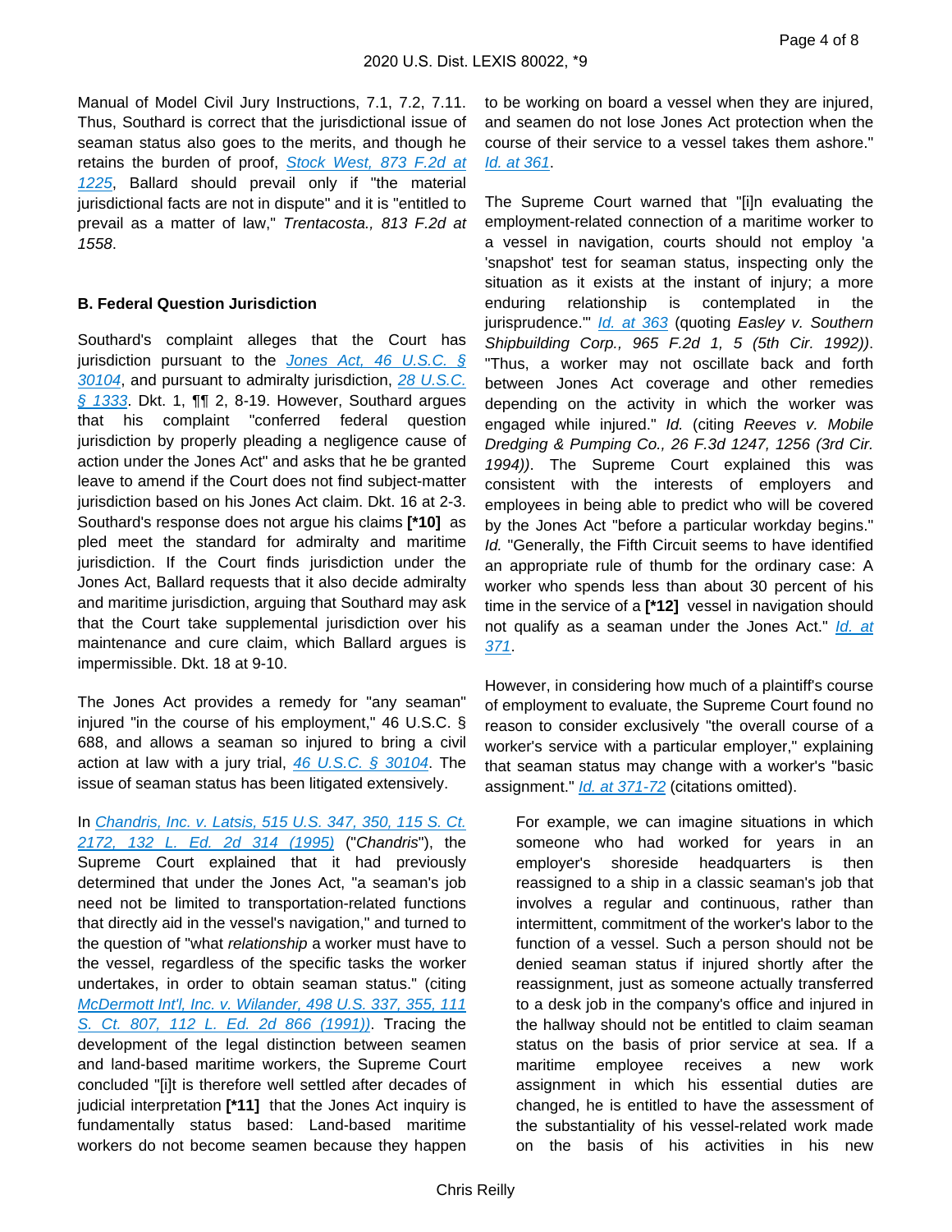Manual of Model Civil Jury Instructions, 7.1, 7.2, 7.11. Thus, Southard is correct that the jurisdictional issue of seaman status also goes to the merits, and though he retains the burden of proof, *Stock West, 873 F.2d at 1225*, Ballard should prevail only if "the material jurisdictional facts are not in dispute" and it is "entitled to prevail as a matter of law," *Trentacosta., 813 F.2d at 1558*.

### B. Federal Question Jurisdiction

Southard's complaint alleges that the Court has jurisdiction pursuant to the Jones Act, 46 U.S.C. § 30104, and pursuant to admiralty jurisdiction, 28 U.S.C. § 1333. Dkt. 1, ¶¶ 2, 8-19. However, Southard argues that his complaint "conferred federal question jurisdiction by properly pleading a negligence cause of action under the Jones Act" and asks that he be granted leave to amend if the Court does not find subject-matter jurisdiction based on his Jones Act claim. Dkt. 16 at 2-3. Southard's response does not argue his claims **[*10]** as pled meet the standard for admiralty and maritime jurisdiction. If the Court finds jurisdiction under the Jones Act, Ballard requests that it also decide admiralty and maritime jurisdiction, arguing that Southard may ask that the Court take supplemental jurisdiction over his maintenance and cure claim, which Ballard argues is impermissible. Dkt. 18 at 9-10.

The Jones Act provides a remedy for "any seaman" injured "in the course of his employment," 46 U.S.C. § 688, and allows a seaman so injured to bring a civil action at law with a jury trial, 46 U.S.C. § 30104. The issue of seaman status has been litigated extensively.

In *Chandris, Inc. v. Latsis, 515 U.S. 347, 350, 115 S. Ct. 2172, 132 L. Ed. 2d 314 (1995)* ("*Chandris*"), the Supreme Court explained that it had previously determined that under the Jones Act, "a seaman's job need not be limited to transportation-related functions that directly aid in the vessel's navigation," and turned to the question of "what *relationship* a worker must have to the vessel, regardless of the specific tasks the worker undertakes, in order to obtain seaman status." (citing *McDermott Int'l, Inc. v. Wilander, 498 U.S. 337, 355, 111 S. Ct. 807, 112 L. Ed. 2d 866 (1991)*). Tracing the development of the legal distinction between seamen and land-based maritime workers, the Supreme Court concluded "[i]t is therefore well settled after decades of judicial interpretation **[*11]** that the Jones Act inquiry is fundamentally status based: Land-based maritime workers do not become seamen because they happen to be working on board a vessel when they are injured, and seamen do not lose Jones Act protection when the course of their service to a vessel takes them ashore." *Id. at 361*.

The Supreme Court warned that "[i]n evaluating the employment-related connection of a maritime worker to a vessel in navigation, courts should not employ 'a 'snapshot' test for seaman status, inspecting only the situation as it exists at the instant of injury; a more enduring relationship is contemplated in the jurisprudence.'" *Id. at 363* (quoting *Easley v. Southern Shipbuilding Corp., 965 F.2d 1, 5 (5th Cir. 1992))*. "Thus, a worker may not oscillate back and forth between Jones Act coverage and other remedies depending on the activity in which the worker was engaged while injured." *Id.* (citing *Reeves v. Mobile Dredging & Pumping Co., 26 F.3d 1247, 1256 (3rd Cir. 1994))*. The Supreme Court explained this was consistent with the interests of employers and employees in being able to predict who will be covered by the Jones Act "before a particular workday begins." *Id.* "Generally, the Fifth Circuit seems to have identified an appropriate rule of thumb for the ordinary case: A worker who spends less than about 30 percent of his time in the service of a **[*12]** vessel in navigation should not qualify as a seaman under the Jones Act." *Id. at 371*.

However, in considering how much of a plaintiff's course of employment to evaluate, the Supreme Court found no reason to consider exclusively "the overall course of a worker's service with a particular employer," explaining that seaman status may change with a worker's "basic assignment." *Id. at 371-72* (citations omitted).

> For example, we can imagine situations in which someone who had worked for years in an employer's shoreside headquarters is then reassigned to a ship in a classic seaman's job that involves a regular and continuous, rather than intermittent, commitment of the worker's labor to the function of a vessel. Such a person should not be denied seaman status if injured shortly after the reassignment, just as someone actually transferred to a desk job in the company's office and injured in the hallway should not be entitled to claim seaman status on the basis of prior service at sea. If a maritime employee receives a new work assignment in which his essential duties are changed, he is entitled to have the assessment of the substantiality of his vessel-related work made on the basis of his activities in his new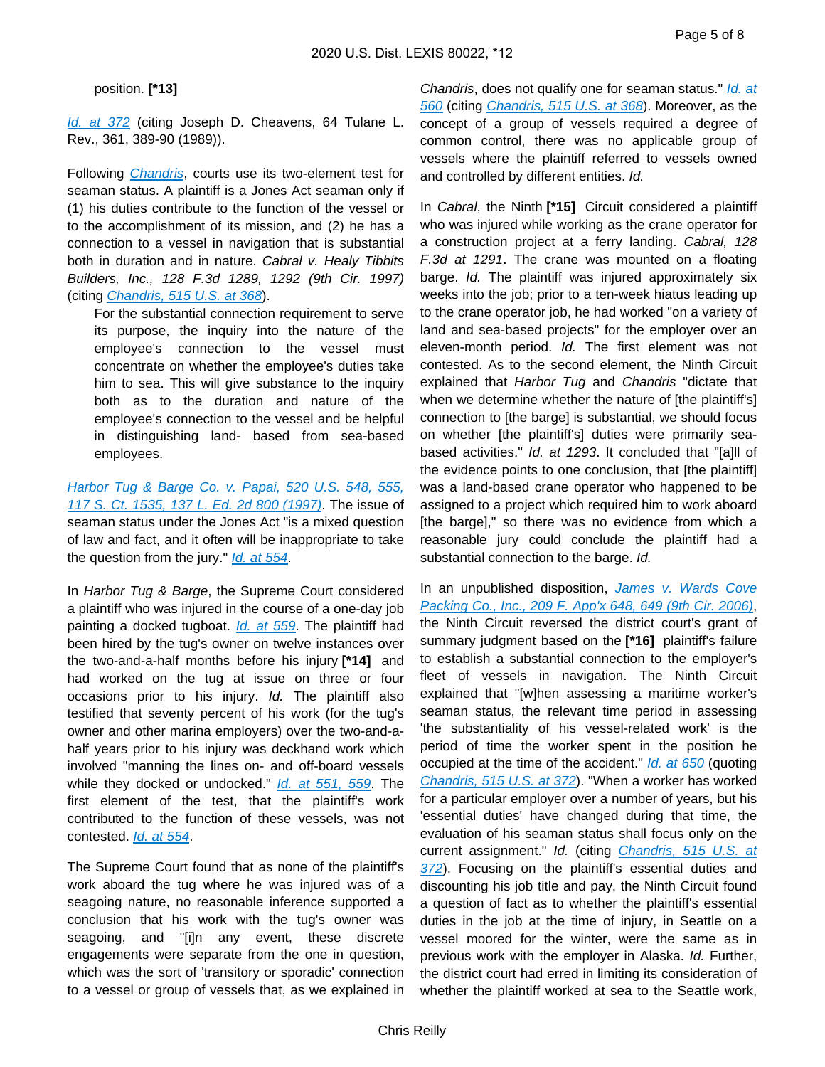position. **[*13]**

*Id. at 372* (citing Joseph D. Cheavens, 64 Tulane L. Rev., 361, 389-90 (1989)).

Following *Chandris*, courts use its two-element test for seaman status. A plaintiff is a Jones Act seaman only if (1) his duties contribute to the function of the vessel or to the accomplishment of its mission, and (2) he has a connection to a vessel in navigation that is substantial both in duration and in nature. *Cabral v. Healy Tibbits Builders, Inc., 128 F.3d 1289, 1292 (9th Cir. 1997)* (citing *Chandris, 515 U.S. at 368*).

> For the substantial connection requirement to serve its purpose, the inquiry into the nature of the employee's connection to the vessel must concentrate on whether the employee's duties take him to sea. This will give substance to the inquiry both as to the duration and nature of the employee's connection to the vessel and be helpful in distinguishing land- based from sea-based employees.

*Harbor Tug & Barge Co. v. Papai, 520 U.S. 548, 555, 117 S. Ct. 1535, 137 L. Ed. 2d 800 (1997)*. The issue of seaman status under the Jones Act "is a mixed question of law and fact, and it often will be inappropriate to take the question from the jury." *Id. at 554*.

In *Harbor Tug & Barge*, the Supreme Court considered a plaintiff who was injured in the course of a one-day job painting a docked tugboat. *Id. at 559*. The plaintiff had been hired by the tug's owner on twelve instances over the two-and-a-half months before his injury **[*14]** and had worked on the tug at issue on three or four occasions prior to his injury. *Id.* The plaintiff also testified that seventy percent of his work (for the tug's owner and other marina employers) over the two-and-a-half years prior to his injury was deckhand work which involved "manning the lines on- and off-board vessels while they docked or undocked." *Id. at 551, 559*. The first element of the test, that the plaintiff's work contributed to the function of these vessels, was not contested. *Id. at 554*.

The Supreme Court found that as none of the plaintiff's work aboard the tug where he was injured was of a seagoing nature, no reasonable inference supported a conclusion that his work with the tug's owner was seagoing, and "[i]n any event, these discrete engagements were separate from the one in question, which was the sort of 'transitory or sporadic' connection to a vessel or group of vessels that, as we explained in *Chandris*, does not qualify one for seaman status." *Id. at 560* (citing *Chandris, 515 U.S. at 368*). Moreover, as the concept of a group of vessels required a degree of common control, there was no applicable group of vessels where the plaintiff referred to vessels owned and controlled by different entities. *Id.*

In *Cabral*, the Ninth **[*15]** Circuit considered a plaintiff who was injured while working as the crane operator for a construction project at a ferry landing. *Cabral, 128 F.3d at 1291*. The crane was mounted on a floating barge. *Id.* The plaintiff was injured approximately six weeks into the job; prior to a ten-week hiatus leading up to the crane operator job, he had worked "on a variety of land and sea-based projects" for the employer over an eleven-month period. *Id.* The first element was not contested. As to the second element, the Ninth Circuit explained that *Harbor Tug* and *Chandris* "dictate that when we determine whether the nature of [the plaintiff's] connection to [the barge] is substantial, we should focus on whether [the plaintiff's] duties were primarily sea-based activities." *Id. at 1293*. It concluded that "[a]ll of the evidence points to one conclusion, that [the plaintiff] was a land-based crane operator who happened to be assigned to a project which required him to work aboard [the barge]," so there was no evidence from which a reasonable jury could conclude the plaintiff had a substantial connection to the barge. *Id.*

In an unpublished disposition, *James v. Wards Cove Packing Co., Inc., 209 F. App'x 648, 649 (9th Cir. 2006)*, the Ninth Circuit reversed the district court's grant of summary judgment based on the **[*16]** plaintiff's failure to establish a substantial connection to the employer's fleet of vessels in navigation. The Ninth Circuit explained that "[w]hen assessing a maritime worker's seaman status, the relevant time period in assessing 'the substantiality of his vessel-related work' is the period of time the worker spent in the position he occupied at the time of the accident." *Id. at 650* (quoting *Chandris, 515 U.S. at 372*). "When a worker has worked for a particular employer over a number of years, but his 'essential duties' have changed during that time, the evaluation of his seaman status shall focus only on the current assignment." *Id.* (citing *Chandris, 515 U.S. at 372*). Focusing on the plaintiff's essential duties and discounting his job title and pay, the Ninth Circuit found a question of fact as to whether the plaintiff's essential duties in the job at the time of injury, in Seattle on a vessel moored for the winter, were the same as in previous work with the employer in Alaska. *Id.* Further, the district court had erred in limiting its consideration of whether the plaintiff worked at sea to the Seattle work,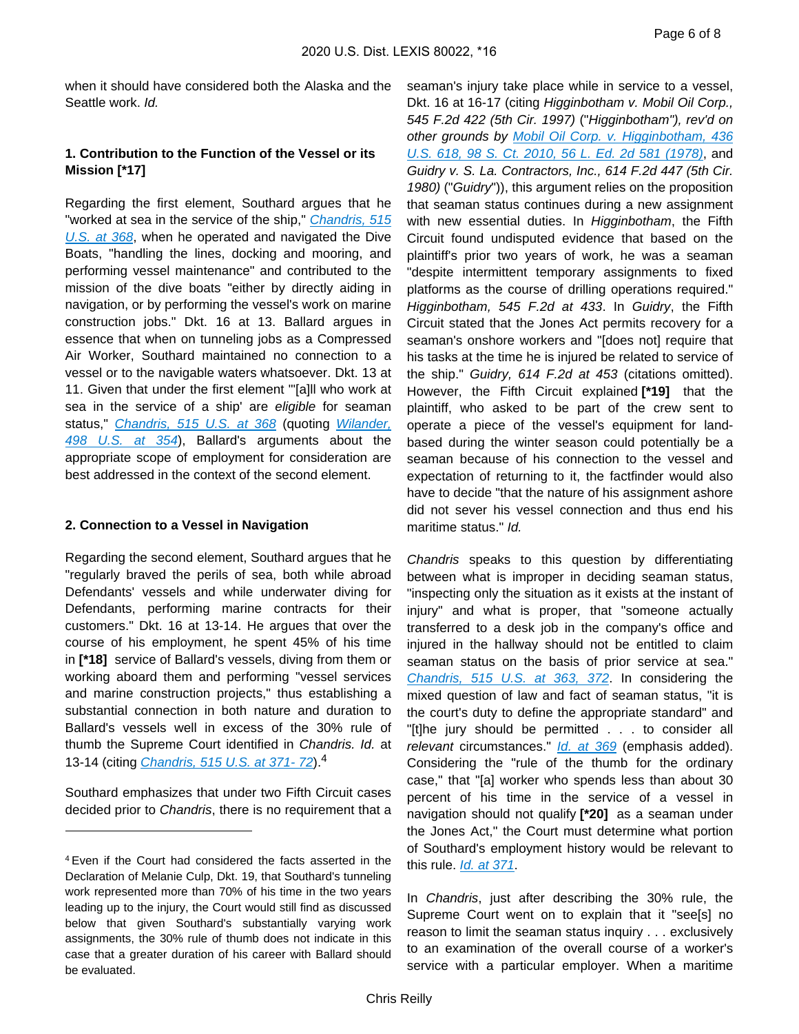when it should have considered both the Alaska and the Seattle work. *Id.*

**1. Contribution to the Function of the Vessel or its Mission [*17]**

Regarding the first element, Southard argues that he "worked at sea in the service of the ship," *Chandris, 515 U.S. at 368*, when he operated and navigated the Dive Boats, "handling the lines, docking and mooring, and performing vessel maintenance" and contributed to the mission of the dive boats "either by directly aiding in navigation, or by performing the vessel's work on marine construction jobs." Dkt. 16 at 13. Ballard argues in essence that when on tunneling jobs as a Compressed Air Worker, Southard maintained no connection to a vessel or to the navigable waters whatsoever. Dkt. 13 at 11. Given that under the first element "'[a]ll who work at sea in the service of a ship' are *eligible* for seaman status," *Chandris, 515 U.S. at 368* (quoting *Wilander, 498 U.S. at 354*), Ballard's arguments about the appropriate scope of employment for consideration are best addressed in the context of the second element.

**2. Connection to a Vessel in Navigation**

Regarding the second element, Southard argues that he "regularly braved the perils of sea, both while abroad Defendants' vessels and while underwater diving for Defendants, performing marine contracts for their customers." Dkt. 16 at 13-14. He argues that over the course of his employment, he spent 45% of his time in **[*18]** service of Ballard's vessels, diving from them or working aboard them and performing "vessel services and marine construction projects," thus establishing a substantial connection in both nature and duration to Ballard's vessels well in excess of the 30% rule of thumb the Supreme Court identified in *Chandris. Id.* at 13-14 (citing *Chandris, 515 U.S. at 371- 72*).[4]

Southard emphasizes that under two Fifth Circuit cases decided prior to *Chandris*, there is no requirement that a seaman's injury take place while in service to a vessel, Dkt. 16 at 16-17 (citing *Higginbotham v. Mobil Oil Corp., 545 F.2d 422 (5th Cir. 1997)* ("*Higginbotham*"), *rev'd on other grounds by Mobil Oil Corp. v. Higginbotham, 436 U.S. 618, 98 S. Ct. 2010, 56 L. Ed. 2d 581 (1978)*, and *Guidry v. S. La. Contractors, Inc., 614 F.2d 447 (5th Cir. 1980)* ("*Guidry*")), this argument relies on the proposition that seaman status continues during a new assignment with new essential duties. In *Higginbotham*, the Fifth Circuit found undisputed evidence that based on the plaintiff's prior two years of work, he was a seaman "despite intermittent temporary assignments to fixed platforms as the course of drilling operations required." *Higginbotham, 545 F.2d at 433*. In *Guidry*, the Fifth Circuit stated that the Jones Act permits recovery for a seaman's onshore workers and "[does not] require that his tasks at the time he is injured be related to service of the ship." *Guidry, 614 F.2d at 453* (citations omitted). However, the Fifth Circuit explained **[*19]** that the plaintiff, who asked to be part of the crew sent to operate a piece of the vessel's equipment for land-based during the winter season could potentially be a seaman because of his connection to the vessel and expectation of returning to it, the factfinder would also have to decide "that the nature of his assignment ashore did not sever his vessel connection and thus end his maritime status." *Id.*

*Chandris* speaks to this question by differentiating between what is improper in deciding seaman status, "inspecting only the situation as it exists at the instant of injury" and what is proper, that "someone actually transferred to a desk job in the company's office and injured in the hallway should not be entitled to claim seaman status on the basis of prior service at sea." *Chandris, 515 U.S. at 363, 372*. In considering the mixed question of law and fact of seaman status, "it is the court's duty to define the appropriate standard" and "[t]he jury should be permitted . . . to consider all *relevant* circumstances." *Id. at 369* (emphasis added). Considering the "rule of the thumb for the ordinary case," that "[a] worker who spends less than about 30 percent of his time in the service of a vessel in navigation should not qualify **[*20]** as a seaman under the Jones Act," the Court must determine what portion of Southard's employment history would be relevant to this rule. *Id. at 371*.

In *Chandris*, just after describing the 30% rule, the Supreme Court went on to explain that it "see[s] no reason to limit the seaman status inquiry . . . exclusively to an examination of the overall course of a worker's service with a particular employer. When a maritime

---

[4] Even if the Court had considered the facts asserted in the Declaration of Melanie Culp, Dkt. 19, that Southard's tunneling work represented more than 70% of his time in the two years leading up to the injury, the Court would still find as discussed below that given Southard's substantially varying work assignments, the 30% rule of thumb does not indicate in this case that a greater duration of his career with Ballard should be evaluated.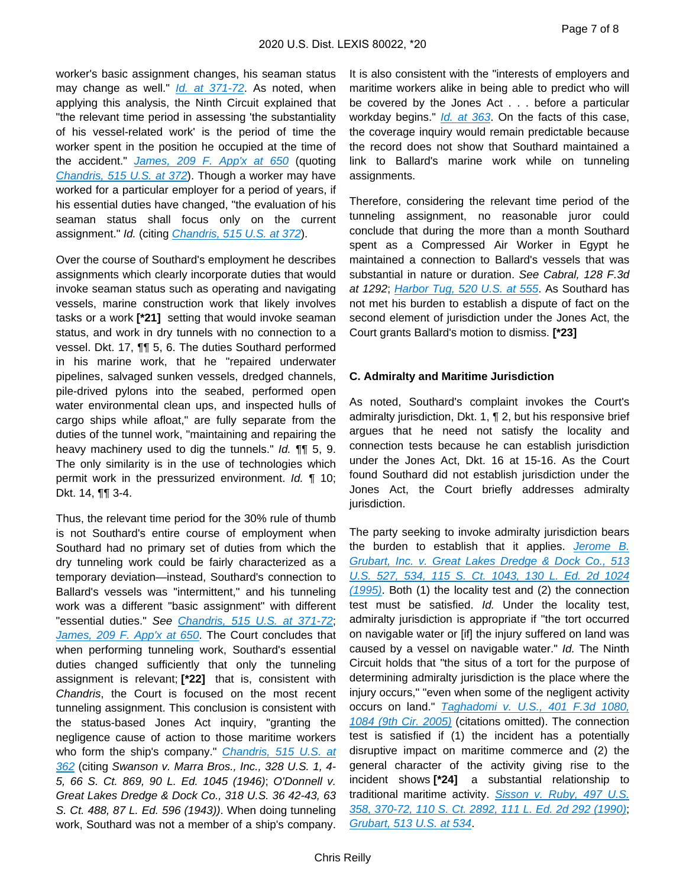worker's basic assignment changes, his seaman status may change as well." Id. at 371-72. As noted, when applying this analysis, the Ninth Circuit explained that "the relevant time period in assessing 'the substantiality of his vessel-related work' is the period of time the worker spent in the position he occupied at the time of the accident." James, 209 F. App'x at 650 (quoting Chandris, 515 U.S. at 372). Though a worker may have worked for a particular employer for a period of years, if his essential duties have changed, "the evaluation of his seaman status shall focus only on the current assignment." *Id.* (citing Chandris, 515 U.S. at 372).

Over the course of Southard's employment he describes assignments which clearly incorporate duties that would invoke seaman status such as operating and navigating vessels, marine construction work that likely involves tasks or a work **[*21]** setting that would invoke seaman status, and work in dry tunnels with no connection to a vessel. Dkt. 17, ¶¶ 5, 6. The duties Southard performed in his marine work, that he "repaired underwater pipelines, salvaged sunken vessels, dredged channels, pile-drived pylons into the seabed, performed open water environmental clean ups, and inspected hulls of cargo ships while afloat," are fully separate from the duties of the tunnel work, "maintaining and repairing the heavy machinery used to dig the tunnels." *Id.* ¶¶ 5, 9. The only similarity is in the use of technologies which permit work in the pressurized environment. *Id.* ¶ 10; Dkt. 14, ¶¶ 3-4.

Thus, the relevant time period for the 30% rule of thumb is not Southard's entire course of employment when Southard had no primary set of duties from which the dry tunneling work could be fairly characterized as a temporary deviation—instead, Southard's connection to Ballard's vessels was "intermittent," and his tunneling work was a different "basic assignment" with different "essential duties." *See* Chandris, 515 U.S. at 371-72; James, 209 F. App'x at 650. The Court concludes that when performing tunneling work, Southard's essential duties changed sufficiently that only the tunneling assignment is relevant; **[*22]** that is, consistent with *Chandris*, the Court is focused on the most recent tunneling assignment. This conclusion is consistent with the status-based Jones Act inquiry, "granting the negligence cause of action to those maritime workers who form the ship's company." Chandris, 515 U.S. at 362 (citing *Swanson v. Marra Bros., Inc., 328 U.S. 1, 4-5, 66 S. Ct. 869, 90 L. Ed. 1045 (1946)*; *O'Donnell v. Great Lakes Dredge & Dock Co., 318 U.S. 36 42-43, 63 S. Ct. 488, 87 L. Ed. 596 (1943))*. When doing tunneling work, Southard was not a member of a ship's company.

It is also consistent with the "interests of employers and maritime workers alike in being able to predict who will be covered by the Jones Act . . . before a particular workday begins." Id. at 363. On the facts of this case, the coverage inquiry would remain predictable because the record does not show that Southard maintained a link to Ballard's marine work while on tunneling assignments.

Therefore, considering the relevant time period of the tunneling assignment, no reasonable juror could conclude that during the more than a month Southard spent as a Compressed Air Worker in Egypt he maintained a connection to Ballard's vessels that was substantial in nature or duration. *See Cabral, 128 F.3d at 1292*; Harbor Tug, 520 U.S. at 555. As Southard has not met his burden to establish a dispute of fact on the second element of jurisdiction under the Jones Act, the Court grants Ballard's motion to dismiss. **[*23]**

### C. Admiralty and Maritime Jurisdiction

As noted, Southard's complaint invokes the Court's admiralty jurisdiction, Dkt. 1, ¶ 2, but his responsive brief argues that he need not satisfy the locality and connection tests because he can establish jurisdiction under the Jones Act, Dkt. 16 at 15-16. As the Court found Southard did not establish jurisdiction under the Jones Act, the Court briefly addresses admiralty jurisdiction.

The party seeking to invoke admiralty jurisdiction bears the burden to establish that it applies. Jerome B. Grubart, Inc. v. Great Lakes Dredge & Dock Co., 513 U.S. 527, 534, 115 S. Ct. 1043, 130 L. Ed. 2d 1024 (1995). Both (1) the locality test and (2) the connection test must be satisfied. *Id.* Under the locality test, admiralty jurisdiction is appropriate if "the tort occurred on navigable water or [if] the injury suffered on land was caused by a vessel on navigable water." *Id.* The Ninth Circuit holds that "the situs of a tort for the purpose of determining admiralty jurisdiction is the place where the injury occurs," "even when some of the negligent activity occurs on land." Taghadomi v. U.S., 401 F.3d 1080, 1084 (9th Cir. 2005) (citations omitted). The connection test is satisfied if (1) the incident has a potentially disruptive impact on maritime commerce and (2) the general character of the activity giving rise to the incident shows **[*24]** a substantial relationship to traditional maritime activity. Sisson v. Ruby, 497 U.S. 358, 370-72, 110 S. Ct. 2892, 111 L. Ed. 2d 292 (1990); Grubart, 513 U.S. at 534.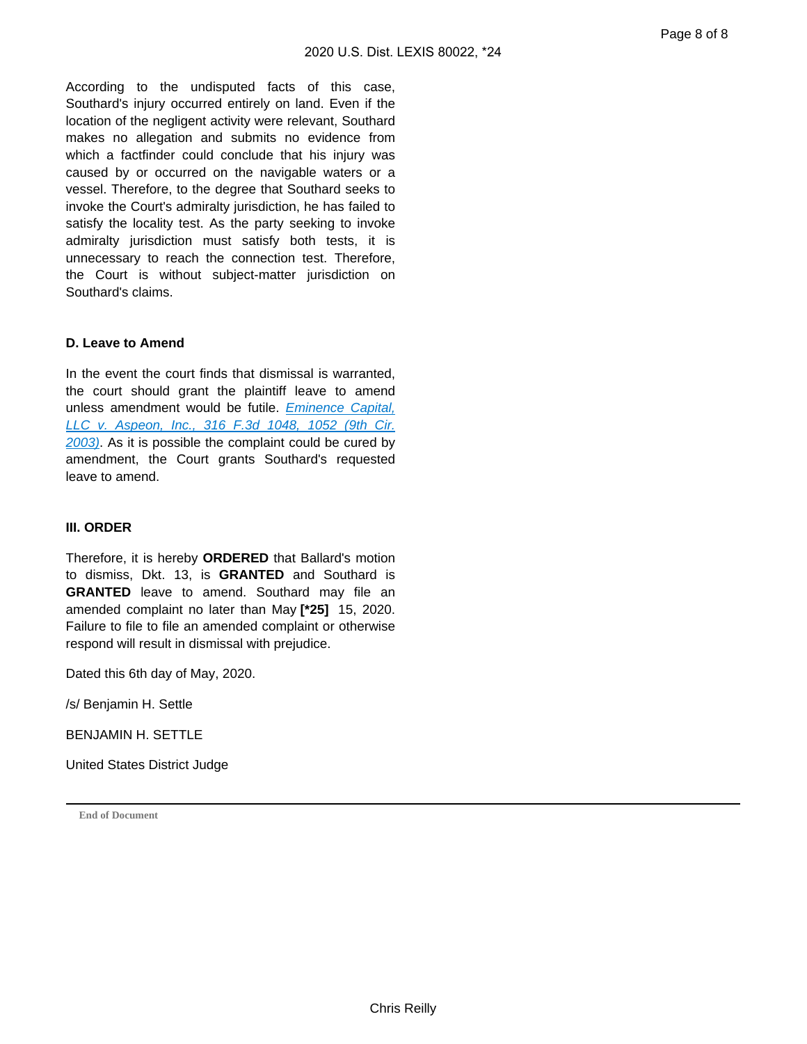According to the undisputed facts of this case, Southard's injury occurred entirely on land. Even if the location of the negligent activity were relevant, Southard makes no allegation and submits no evidence from which a factfinder could conclude that his injury was caused by or occurred on the navigable waters or a vessel. Therefore, to the degree that Southard seeks to invoke the Court's admiralty jurisdiction, he has failed to satisfy the locality test. As the party seeking to invoke admiralty jurisdiction must satisfy both tests, it is unnecessary to reach the connection test. Therefore, the Court is without subject-matter jurisdiction on Southard's claims.

### D. Leave to Amend

In the event the court finds that dismissal is warranted, the court should grant the plaintiff leave to amend unless amendment would be futile. *Eminence Capital, LLC v. Aspeon, Inc., 316 F.3d 1048, 1052 (9th Cir. 2003)*. As it is possible the complaint could be cured by amendment, the Court grants Southard's requested leave to amend.

## III. ORDER

Therefore, it is hereby **ORDERED** that Ballard's motion to dismiss, Dkt. 13, is **GRANTED** and Southard is **GRANTED** leave to amend. Southard may file an amended complaint no later than May **[*25]** 15, 2020. Failure to file to file an amended complaint or otherwise respond will result in dismissal with prejudice.

Dated this 6th day of May, 2020.

/s/ Benjamin H. Settle

BENJAMIN H. SETTLE

United States District Judge

---

End of Document